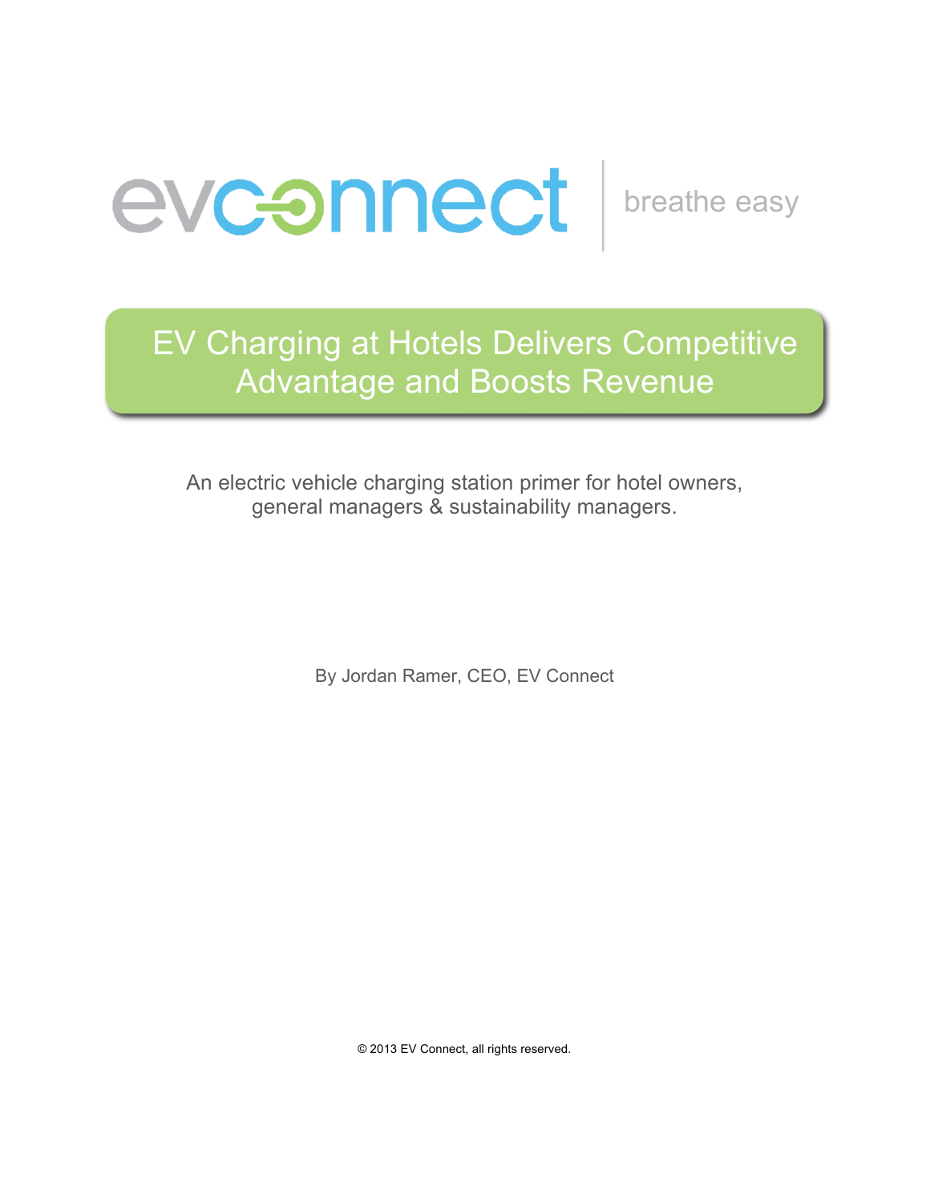evconnect | breathe easy

# EV Charging at Hotels Delivers Competitive Advantage and Boosts Revenue

An electric vehicle charging station primer for hotel owners, general managers & sustainability managers.

By Jordan Ramer, CEO, EV Connect

© 2013 EV Connect, all rights reserved.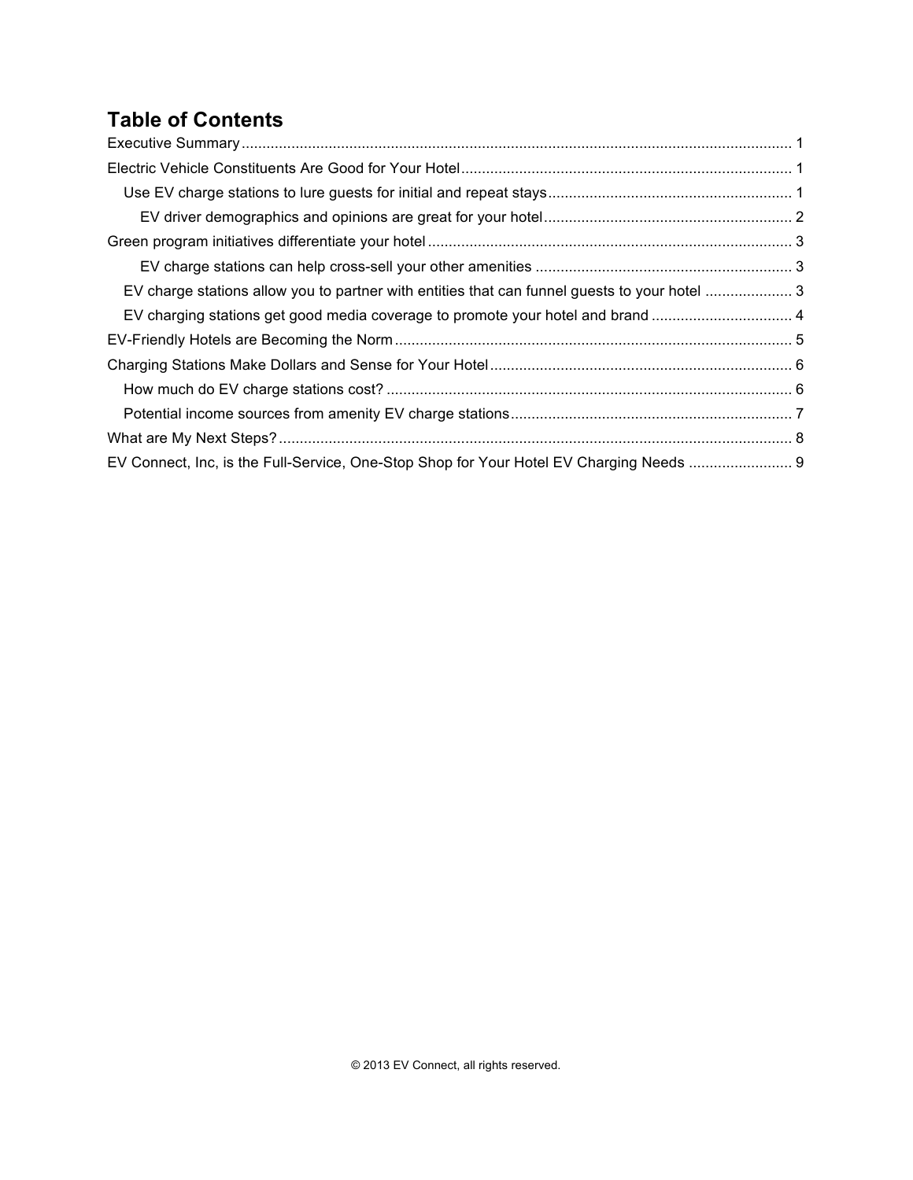## Table of Contents

- Executive Summary ... 1
- Electric Vehicle Constituents Are Good for Your Hotel ... 1
  - Use EV charge stations to lure guests for initial and repeat stays ... 1
    - EV driver demographics and opinions are great for your hotel ... 2
- Green program initiatives differentiate your hotel ... 3
    - EV charge stations can help cross-sell your other amenities ... 3
  - EV charge stations allow you to partner with entities that can funnel guests to your hotel ... 3
  - EV charging stations get good media coverage to promote your hotel and brand ... 4
- EV-Friendly Hotels are Becoming the Norm ... 5
- Charging Stations Make Dollars and Sense for Your Hotel ... 6
  - How much do EV charge stations cost? ... 6
  - Potential income sources from amenity EV charge stations ... 7
- What are My Next Steps? ... 8
- EV Connect, Inc, is the Full-Service, One-Stop Shop for Your Hotel EV Charging Needs ... 9

© 2013 EV Connect, all rights reserved.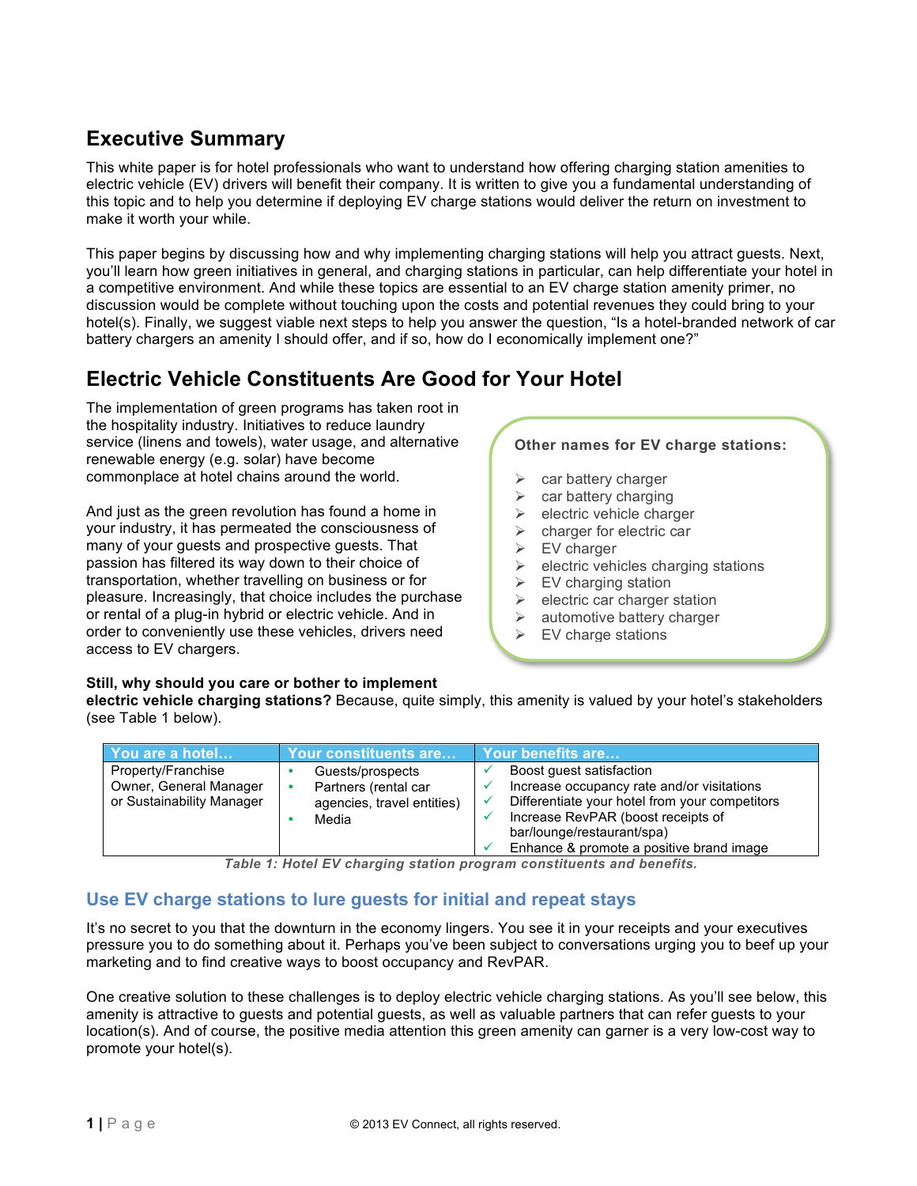## Executive Summary

This white paper is for hotel professionals who want to understand how offering charging station amenities to electric vehicle (EV) drivers will benefit their company. It is written to give you a fundamental understanding of this topic and to help you determine if deploying EV charge stations would deliver the return on investment to make it worth your while.

This paper begins by discussing how and why implementing charging stations will help you attract guests. Next, you'll learn how green initiatives in general, and charging stations in particular, can help differentiate your hotel in a competitive environment. And while these topics are essential to an EV charge station amenity primer, no discussion would be complete without touching upon the costs and potential revenues they could bring to your hotel(s). Finally, we suggest viable next steps to help you answer the question, "Is a hotel-branded network of car battery chargers an amenity I should offer, and if so, how do I economically implement one?"

## Electric Vehicle Constituents Are Good for Your Hotel

The implementation of green programs has taken root in the hospitality industry. Initiatives to reduce laundry service (linens and towels), water usage, and alternative renewable energy (e.g. solar) have become commonplace at hotel chains around the world.

And just as the green revolution has found a home in your industry, it has permeated the consciousness of many of your guests and prospective guests. That passion has filtered its way down to their choice of transportation, whether travelling on business or for pleasure. Increasingly, that choice includes the purchase or rental of a plug-in hybrid or electric vehicle. And in order to conveniently use these vehicles, drivers need access to EV chargers.

**Other names for EV charge stations:**

- car battery charger
- car battery charging
- electric vehicle charger
- charger for electric car
- EV charger
- electric vehicles charging stations
- EV charging station
- electric car charger station
- automotive battery charger
- EV charge stations

**Still, why should you care or bother to implement electric vehicle charging stations?** Because, quite simply, this amenity is valued by your hotel's stakeholders (see Table 1 below).

| You are a hotel… | Your constituents are… | Your benefits are… |
|---|---|---|
| Property/Franchise Owner, General Manager or Sustainability Manager | • Guests/prospects<br>• Partners (rental car agencies, travel entities)<br>• Media | ✓ Boost guest satisfaction<br>✓ Increase occupancy rate and/or visitations<br>✓ Differentiate your hotel from your competitors<br>✓ Increase RevPAR (boost receipts of bar/lounge/restaurant/spa)<br>✓ Enhance & promote a positive brand image |

*Table 1: Hotel EV charging station program constituents and benefits.*

### Use EV charge stations to lure guests for initial and repeat stays

It's no secret to you that the downturn in the economy lingers. You see it in your receipts and your executives pressure you to do something about it. Perhaps you've been subject to conversations urging you to beef up your marketing and to find creative ways to boost occupancy and RevPAR.

One creative solution to these challenges is to deploy electric vehicle charging stations. As you'll see below, this amenity is attractive to guests and potential guests, as well as valuable partners that can refer guests to your location(s). And of course, the positive media attention this green amenity can garner is a very low-cost way to promote your hotel(s).

© 2013 EV Connect, all rights reserved.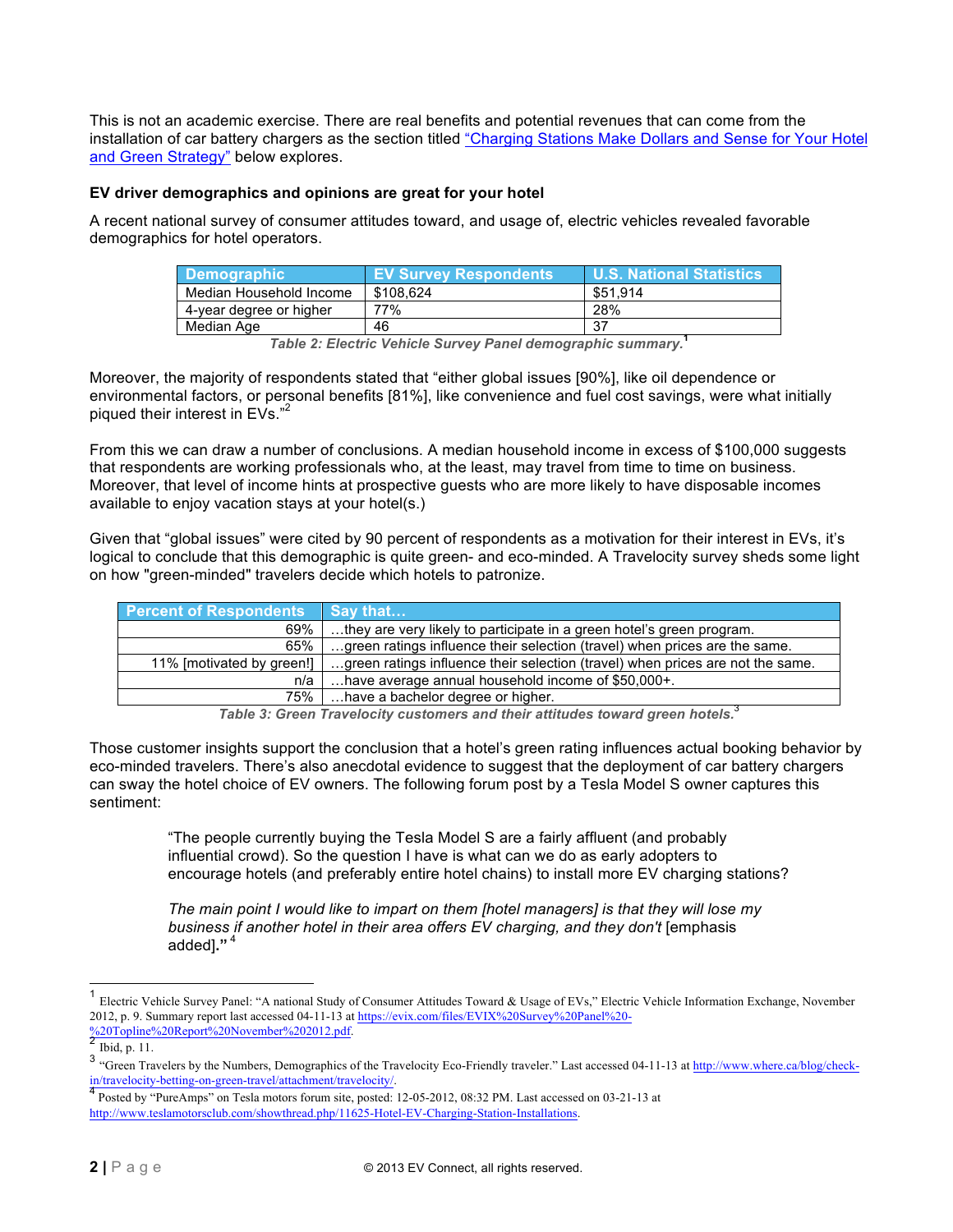This is not an academic exercise. There are real benefits and potential revenues that can come from the installation of car battery chargers as the section titled "Charging Stations Make Dollars and Sense for Your Hotel and Green Strategy" below explores.

**EV driver demographics and opinions are great for your hotel**

A recent national survey of consumer attitudes toward, and usage of, electric vehicles revealed favorable demographics for hotel operators.

| Demographic | EV Survey Respondents | U.S. National Statistics |
|---|---|---|
| Median Household Income | $108,624 | $51,914 |
| 4-year degree or higher | 77% | 28% |
| Median Age | 46 | 37 |

*Table 2: Electric Vehicle Survey Panel demographic summary.*[1]

Moreover, the majority of respondents stated that "either global issues [90%], like oil dependence or environmental factors, or personal benefits [81%], like convenience and fuel cost savings, were what initially piqued their interest in EVs."[2]

From this we can draw a number of conclusions. A median household income in excess of $100,000 suggests that respondents are working professionals who, at the least, may travel from time to time on business. Moreover, that level of income hints at prospective guests who are more likely to have disposable incomes available to enjoy vacation stays at your hotel(s.)

Given that "global issues" were cited by 90 percent of respondents as a motivation for their interest in EVs, it's logical to conclude that this demographic is quite green- and eco-minded. A Travelocity survey sheds some light on how "green-minded" travelers decide which hotels to patronize.

| Percent of Respondents | Say that… |
|---|---|
| 69% | …they are very likely to participate in a green hotel's green program. |
| 65% | …green ratings influence their selection (travel) when prices are the same. |
| 11% [motivated by green!] | …green ratings influence their selection (travel) when prices are not the same. |
| n/a | …have average annual household income of $50,000+. |
| 75% | …have a bachelor degree or higher. |

*Table 3: Green Travelocity customers and their attitudes toward green hotels.*[3]

Those customer insights support the conclusion that a hotel's green rating influences actual booking behavior by eco-minded travelers. There's also anecdotal evidence to suggest that the deployment of car battery chargers can sway the hotel choice of EV owners. The following forum post by a Tesla Model S owner captures this sentiment:

> "The people currently buying the Tesla Model S are a fairly affluent (and probably influential crowd). So the question I have is what can we do as early adopters to encourage hotels (and preferably entire hotel chains) to install more EV charging stations?
>
> *The main point I would like to impart on them [hotel managers] is that they will lose my business if another hotel in their area offers EV charging, and they don't* [emphasis added]**."**[4]

---

[1] Electric Vehicle Survey Panel: "A national Study of Consumer Attitudes Toward & Usage of EVs," Electric Vehicle Information Exchange, November 2012, p. 9. Summary report last accessed 04-11-13 at https://evix.com/files/EVIX%20Survey%20Panel%20-%20Topline%20Report%20November%202012.pdf.

[2] Ibid, p. 11.

[3] "Green Travelers by the Numbers, Demographics of the Travelocity Eco-Friendly traveler." Last accessed 04-11-13 at http://www.where.ca/blog/check-in/travelocity-betting-on-green-travel/attachment/travelocity/.

[4] Posted by "PureAmps" on Tesla motors forum site, posted: 12-05-2012, 08:32 PM. Last accessed on 03-21-13 at http://www.teslamotorsclub.com/showthread.php/11625-Hotel-EV-Charging-Station-Installations.

© 2013 EV Connect, all rights reserved.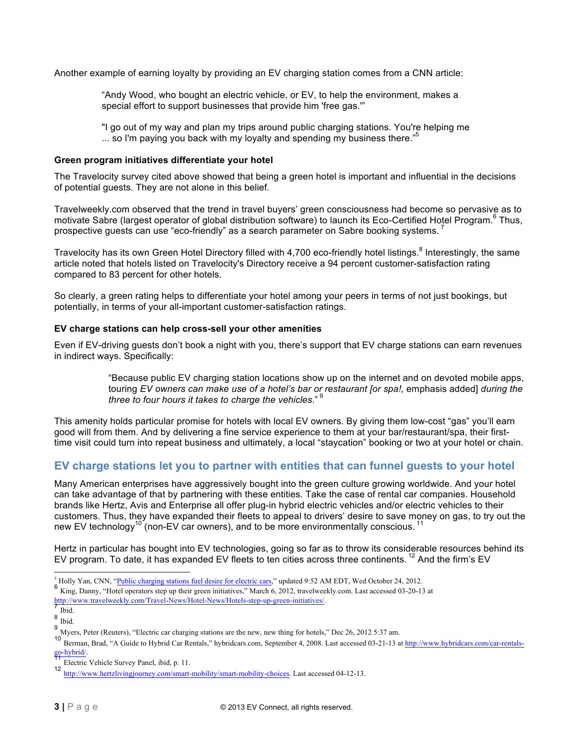Another example of earning loyalty by providing an EV charging station comes from a CNN article:

> "Andy Wood, who bought an electric vehicle, or EV, to help the environment, makes a special effort to support businesses that provide him 'free gas.'"
>
> "I go out of my way and plan my trips around public charging stations. You're helping me ... so I'm paying you back with my loyalty and spending my business there."[5]

**Green program initiatives differentiate your hotel**

The Travelocity survey cited above showed that being a green hotel is important and influential in the decisions of potential guests. They are not alone in this belief.

Travelweekly.com observed that the trend in travel buyers' green consciousness had become so pervasive as to motivate Sabre (largest operator of global distribution software) to launch its Eco-Certified Hotel Program.[6] Thus, prospective guests can use "eco-friendly" as a search parameter on Sabre booking systems.[7]

Travelocity has its own Green Hotel Directory filled with 4,700 eco-friendly hotel listings.[8] Interestingly, the same article noted that hotels listed on Travelocity's Directory receive a 94 percent customer-satisfaction rating compared to 83 percent for other hotels.

So clearly, a green rating helps to differentiate your hotel among your peers in terms of not just bookings, but potentially, in terms of your all-important customer-satisfaction ratings.

**EV charge stations can help cross-sell your other amenities**

Even if EV-driving guests don't book a night with you, there's support that EV charge stations can earn revenues in indirect ways. Specifically:

> "Because public EV charging station locations show up on the internet and on devoted mobile apps, touring *EV owners can make use of a hotel's bar or restaurant [or spa!,* emphasis added] *during the three to four hours it takes to charge the vehicles*."[9]

This amenity holds particular promise for hotels with local EV owners. By giving them low-cost "gas" you'll earn good will from them. And by delivering a fine service experience to them at your bar/restaurant/spa, their first-time visit could turn into repeat business and ultimately, a local "staycation" booking or two at your hotel or chain.

## EV charge stations let you to partner with entities that can funnel guests to your hotel

Many American enterprises have aggressively bought into the green culture growing worldwide. And your hotel can take advantage of that by partnering with these entities. Take the case of rental car companies. Household brands like Hertz, Avis and Enterprise all offer plug-in hybrid electric vehicles and/or electric vehicles to their customers. Thus, they have expanded their fleets to appeal to drivers' desire to save money on gas, to try out the new EV technology[10] (non-EV car owners), and to be more environmentally conscious.[11]

Hertz in particular has bought into EV technologies, going so far as to throw its considerable resources behind its EV program. To date, it has expanded EV fleets to ten cities across three continents.[12] And the firm's EV

---

[5] Holly Yan, CNN, "Public charging stations fuel desire for electric cars," updated 9:52 AM EDT, Wed October 24, 2012.

[6] King, Danny, "Hotel operators step up their green initiatives," March 6, 2012, travelweekly.com. Last accessed 03-20-13 at http://www.travelweekly.com/Travel-News/Hotel-News/Hotels-step-up-green-initiatives/.

[7] Ibid.

[8] Ibid.

[9] Myers, Peter (Reuters), "Electric car charging stations are the new, new thing for hotels," Dec 26, 2012 5:37 am.

[10] Berman, Brad, "A Guide to Hybrid Car Rentals," hybridcars.com, September 4, 2008. Last accessed 03-21-13 at http://www.hybridcars.com/car-rentals-go-hybrid/.

[11] Electric Vehicle Survey Panel, ibid, p. 11.

[12] http://www.hertzlivingjourney.com/smart-mobility/smart-mobility-choices. Last accessed 04-12-13.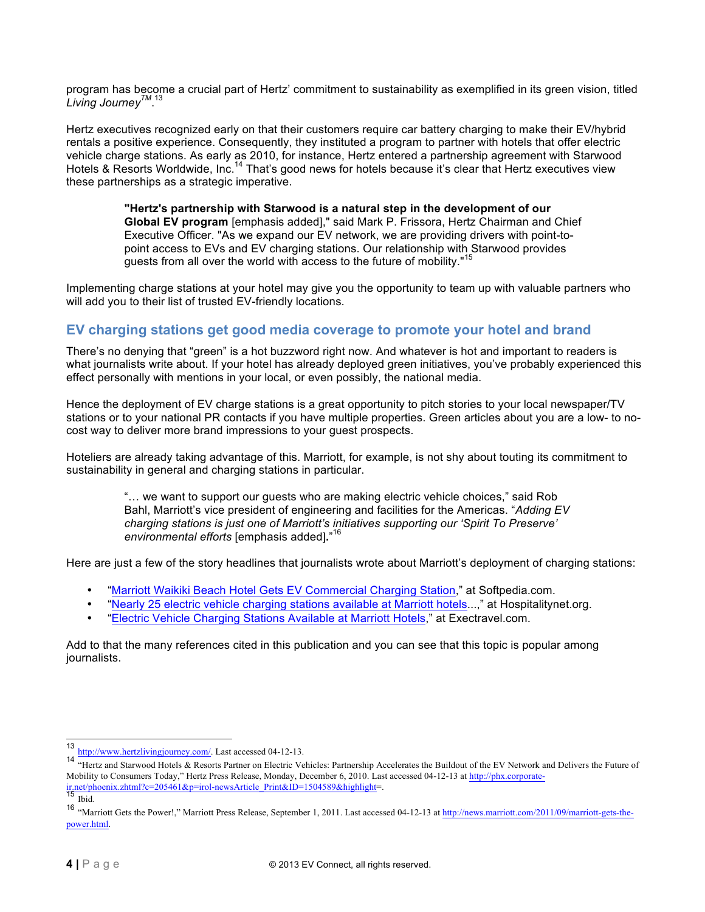program has become a crucial part of Hertz' commitment to sustainability as exemplified in its green vision, titled *Living Journey™*.[13]

Hertz executives recognized early on that their customers require car battery charging to make their EV/hybrid rentals a positive experience. Consequently, they instituted a program to partner with hotels that offer electric vehicle charge stations. As early as 2010, for instance, Hertz entered a partnership agreement with Starwood Hotels & Resorts Worldwide, Inc.[14] That's good news for hotels because it's clear that Hertz executives view these partnerships as a strategic imperative.

> **"Hertz's partnership with Starwood is a natural step in the development of our Global EV program** [emphasis added]," said Mark P. Frissora, Hertz Chairman and Chief Executive Officer. "As we expand our EV network, we are providing drivers with point-to-point access to EVs and EV charging stations. Our relationship with Starwood provides guests from all over the world with access to the future of mobility."[15]

Implementing charge stations at your hotel may give you the opportunity to team up with valuable partners who will add you to their list of trusted EV-friendly locations.

## EV charging stations get good media coverage to promote your hotel and brand

There's no denying that "green" is a hot buzzword right now. And whatever is hot and important to readers is what journalists write about. If your hotel has already deployed green initiatives, you've probably experienced this effect personally with mentions in your local, or even possibly, the national media.

Hence the deployment of EV charge stations is a great opportunity to pitch stories to your local newspaper/TV stations or to your national PR contacts if you have multiple properties. Green articles about you are a low- to no-cost way to deliver more brand impressions to your guest prospects.

Hoteliers are already taking advantage of this. Marriott, for example, is not shy about touting its commitment to sustainability in general and charging stations in particular.

> "… we want to support our guests who are making electric vehicle choices," said Rob Bahl, Marriott's vice president of engineering and facilities for the Americas. "*Adding EV charging stations is just one of Marriott's initiatives supporting our 'Spirit To Preserve' environmental efforts* [emphasis added]**.**"[16]

Here are just a few of the story headlines that journalists wrote about Marriott's deployment of charging stations:

- "Marriott Waikiki Beach Hotel Gets EV Commercial Charging Station," at Softpedia.com.
- "Nearly 25 electric vehicle charging stations available at Marriott hotels...," at Hospitalitynet.org.
- "Electric Vehicle Charging Stations Available at Marriott Hotels," at Exectravel.com.

Add to that the many references cited in this publication and you can see that this topic is popular among journalists.

---

[13] http://www.hertzlivingjourney.com/. Last accessed 04-12-13.

[14] "Hertz and Starwood Hotels & Resorts Partner on Electric Vehicles: Partnership Accelerates the Buildout of the EV Network and Delivers the Future of Mobility to Consumers Today," Hertz Press Release, Monday, December 6, 2010. Last accessed 04-12-13 at http://phx.corporate-ir.net/phoenix.zhtml?c=205461&p=irol-newsArticle_Print&ID=1504589&highlight=.

[15] Ibid.

[16] "Marriott Gets the Power!," Marriott Press Release, September 1, 2011. Last accessed 04-12-13 at http://news.marriott.com/2011/09/marriott-gets-the-power.html.

© 2013 EV Connect, all rights reserved.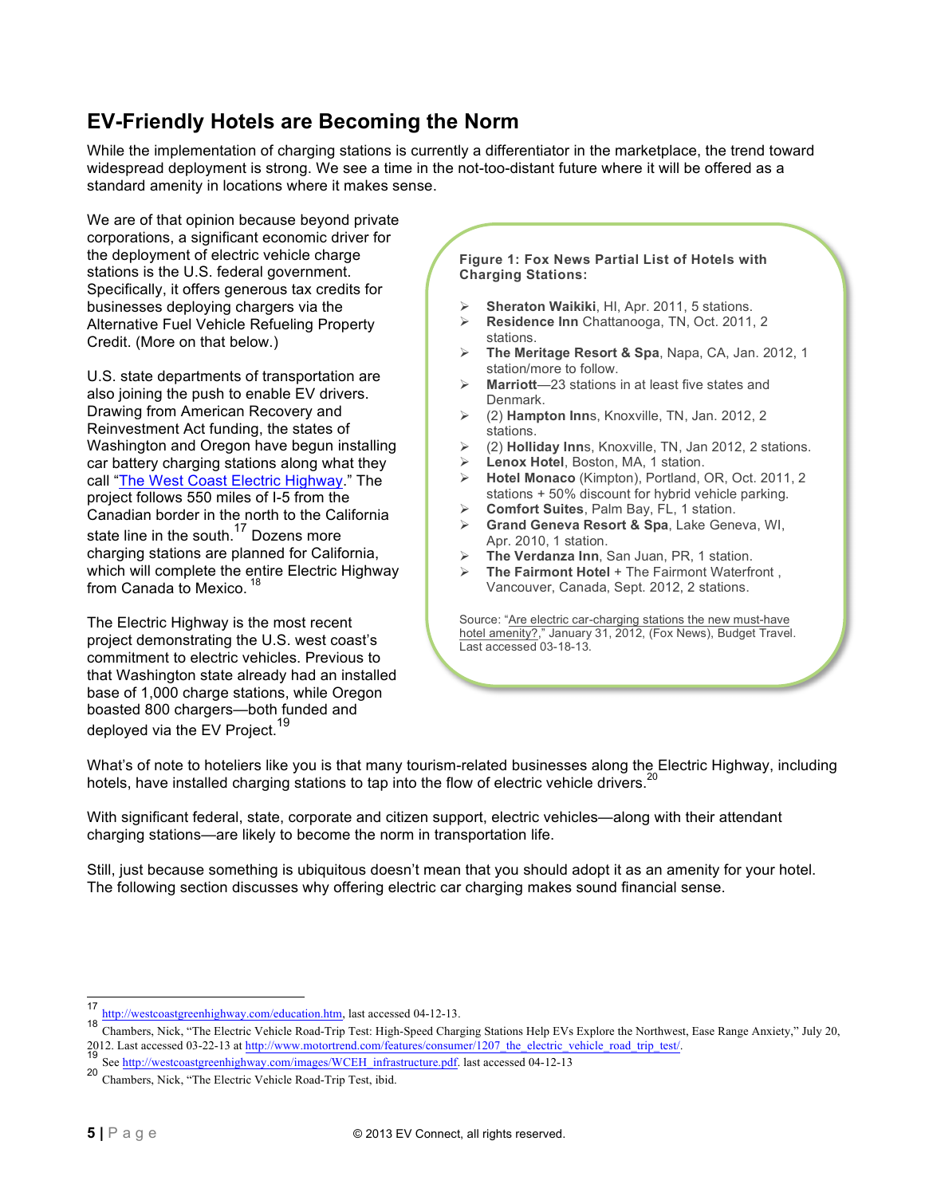## EV-Friendly Hotels are Becoming the Norm

While the implementation of charging stations is currently a differentiator in the marketplace, the trend toward widespread deployment is strong. We see a time in the not-too-distant future where it will be offered as a standard amenity in locations where it makes sense.

We are of that opinion because beyond private corporations, a significant economic driver for the deployment of electric vehicle charge stations is the U.S. federal government. Specifically, it offers generous tax credits for businesses deploying chargers via the Alternative Fuel Vehicle Refueling Property Credit. (More on that below.)

U.S. state departments of transportation are also joining the push to enable EV drivers. Drawing from American Recovery and Reinvestment Act funding, the states of Washington and Oregon have begun installing car battery charging stations along what they call "The West Coast Electric Highway." The project follows 550 miles of I-5 from the Canadian border in the north to the California state line in the south.[17] Dozens more charging stations are planned for California, which will complete the entire Electric Highway from Canada to Mexico.[18]

The Electric Highway is the most recent project demonstrating the U.S. west coast's commitment to electric vehicles. Previous to that Washington state already had an installed base of 1,000 charge stations, while Oregon boasted 800 chargers—both funded and deployed via the EV Project.[19]

**Figure 1: Fox News Partial List of Hotels with Charging Stations:**

- **Sheraton Waikiki**, HI, Apr. 2011, 5 stations.
- **Residence Inn** Chattanooga, TN, Oct. 2011, 2 stations.
- **The Meritage Resort & Spa**, Napa, CA, Jan. 2012, 1 station/more to follow.
- **Marriott**—23 stations in at least five states and Denmark.
- (2) **Hampton Inn**s, Knoxville, TN, Jan. 2012, 2 stations.
- (2) **Holliday Inn**s, Knoxville, TN, Jan 2012, 2 stations.
- **Lenox Hotel**, Boston, MA, 1 station.
- **Hotel Monaco** (Kimpton), Portland, OR, Oct. 2011, 2 stations + 50% discount for hybrid vehicle parking.
- **Comfort Suites**, Palm Bay, FL, 1 station.
- **Grand Geneva Resort & Spa**, Lake Geneva, WI, Apr. 2010, 1 station.
- **The Verdanza Inn**, San Juan, PR, 1 station.
- **The Fairmont Hotel** + The Fairmont Waterfront , Vancouver, Canada, Sept. 2012, 2 stations.

Source: "Are electric car-charging stations the new must-have hotel amenity?," January 31, 2012, (Fox News), Budget Travel. Last accessed 03-18-13.

What's of note to hoteliers like you is that many tourism-related businesses along the Electric Highway, including hotels, have installed charging stations to tap into the flow of electric vehicle drivers.[20]

With significant federal, state, corporate and citizen support, electric vehicles—along with their attendant charging stations—are likely to become the norm in transportation life.

Still, just because something is ubiquitous doesn't mean that you should adopt it as an amenity for your hotel. The following section discusses why offering electric car charging makes sound financial sense.

---

[17] http://westcoastgreenhighway.com/education.htm, last accessed 04-12-13.

[18] Chambers, Nick, "The Electric Vehicle Road-Trip Test: High-Speed Charging Stations Help EVs Explore the Northwest, Ease Range Anxiety," July 20, 2012. Last accessed 03-22-13 at http://www.motortrend.com/features/consumer/1207_the_electric_vehicle_road_trip_test/.

[19] See http://westcoastgreenhighway.com/images/WCEH_infrastructure.pdf. last accessed 04-12-13

[20] Chambers, Nick, "The Electric Vehicle Road-Trip Test, ibid.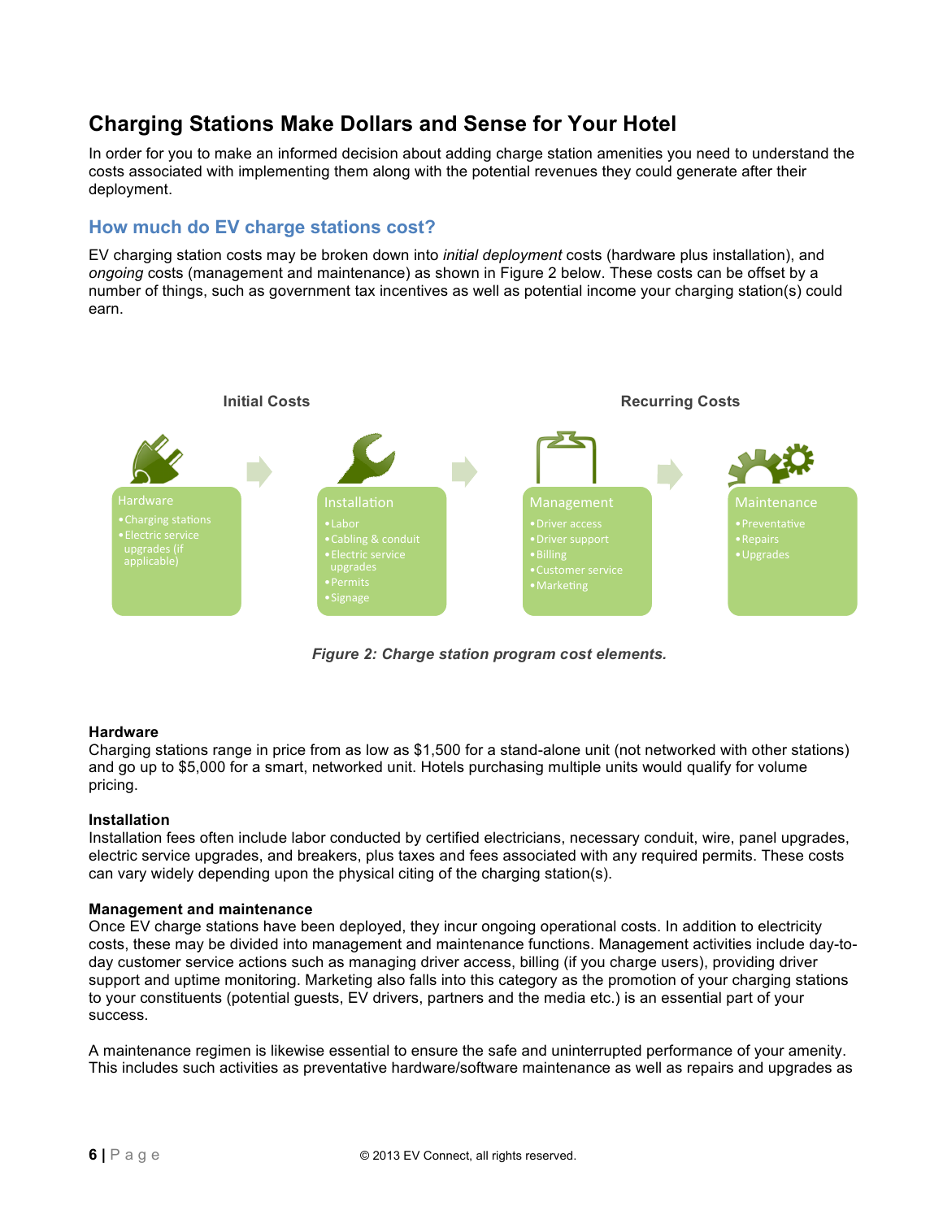## Charging Stations Make Dollars and Sense for Your Hotel

In order for you to make an informed decision about adding charge station amenities you need to understand the costs associated with implementing them along with the potential revenues they could generate after their deployment.

### How much do EV charge stations cost?

EV charging station costs may be broken down into *initial deployment* costs (hardware plus installation), and *ongoing* costs (management and maintenance) as shown in Figure 2 below. These costs can be offset by a number of things, such as government tax incentives as well as potential income your charging station(s) could earn.

Initial Costs

Recurring Costs

Hardware
- Charging stations
- Electric service upgrades (if applicable)

Installation
- Labor
- Cabling & conduit
- Electric service upgrades
- Permits
- Signage

Management
- Driver access
- Driver support
- Billing
- Customer service
- Marketing

Maintenance
- Preventative
- Repairs
- Upgrades

***Figure 2: Charge station program cost elements.***

**Hardware**
Charging stations range in price from as low as $1,500 for a stand-alone unit (not networked with other stations) and go up to $5,000 for a smart, networked unit. Hotels purchasing multiple units would qualify for volume pricing.

**Installation**
Installation fees often include labor conducted by certified electricians, necessary conduit, wire, panel upgrades, electric service upgrades, and breakers, plus taxes and fees associated with any required permits. These costs can vary widely depending upon the physical citing of the charging station(s).

**Management and maintenance**
Once EV charge stations have been deployed, they incur ongoing operational costs. In addition to electricity costs, these may be divided into management and maintenance functions. Management activities include day-to-day customer service actions such as managing driver access, billing (if you charge users), providing driver support and uptime monitoring. Marketing also falls into this category as the promotion of your charging stations to your constituents (potential guests, EV drivers, partners and the media etc.) is an essential part of your success.

A maintenance regimen is likewise essential to ensure the safe and uninterrupted performance of your amenity. This includes such activities as preventative hardware/software maintenance as well as repairs and upgrades as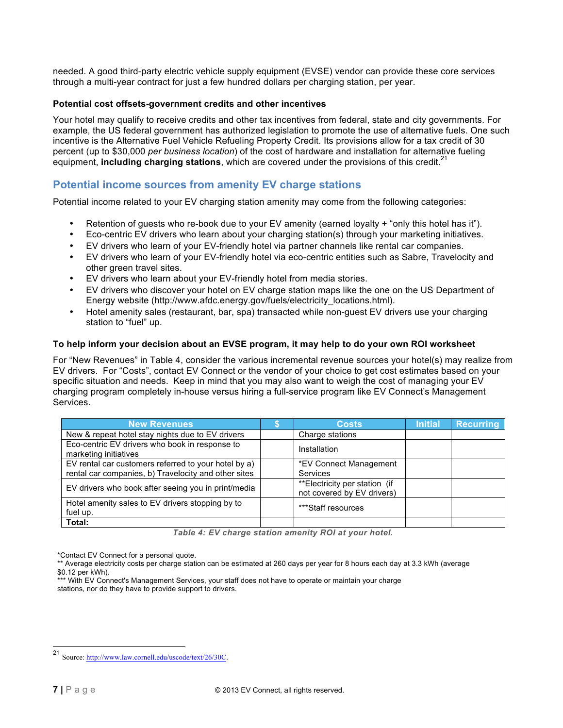needed. A good third-party electric vehicle supply equipment (EVSE) vendor can provide these core services through a multi-year contract for just a few hundred dollars per charging station, per year.

**Potential cost offsets-government credits and other incentives**

Your hotel may qualify to receive credits and other tax incentives from federal, state and city governments. For example, the US federal government has authorized legislation to promote the use of alternative fuels. One such incentive is the Alternative Fuel Vehicle Refueling Property Credit. Its provisions allow for a tax credit of 30 percent (up to $30,000 *per business location*) of the cost of hardware and installation for alternative fueling equipment, **including charging stations**, which are covered under the provisions of this credit.[21]

## Potential income sources from amenity EV charge stations

Potential income related to your EV charging station amenity may come from the following categories:

- Retention of guests who re-book due to your EV amenity (earned loyalty + "only this hotel has it").
- Eco-centric EV drivers who learn about your charging station(s) through your marketing initiatives.
- EV drivers who learn of your EV-friendly hotel via partner channels like rental car companies.
- EV drivers who learn of your EV-friendly hotel via eco-centric entities such as Sabre, Travelocity and other green travel sites.
- EV drivers who learn about your EV-friendly hotel from media stories.
- EV drivers who discover your hotel on EV charge station maps like the one on the US Department of Energy website (http://www.afdc.energy.gov/fuels/electricity_locations.html).
- Hotel amenity sales (restaurant, bar, spa) transacted while non-guest EV drivers use your charging station to "fuel" up.

**To help inform your decision about an EVSE program, it may help to do your own ROI worksheet**

For "New Revenues" in Table 4, consider the various incremental revenue sources your hotel(s) may realize from EV drivers. For "Costs", contact EV Connect or the vendor of your choice to get cost estimates based on your specific situation and needs. Keep in mind that you may also want to weigh the cost of managing your EV charging program completely in-house versus hiring a full-service program like EV Connect's Management Services.

| New Revenues | $ | Costs | Initial | Recurring |
|---|---|---|---|---|
| New & repeat hotel stay nights due to EV drivers | | Charge stations | | |
| Eco-centric EV drivers who book in response to marketing initiatives | | Installation | | |
| EV rental car customers referred to your hotel by a) rental car companies, b) Travelocity and other sites | | *EV Connect Management Services | | |
| EV drivers who book after seeing you in print/media | | **Electricity per station (if not covered by EV drivers) | | |
| Hotel amenity sales to EV drivers stopping by to fuel up. | | ***Staff resources | | |
| **Total:** | | | | |

*Table 4: EV charge station amenity ROI at your hotel.*

*Contact EV Connect for a personal quote.
** Average electricity costs per charge station can be estimated at 260 days per year for 8 hours each day at 3.3 kWh (average $0.12 per kWh).
*** With EV Connect's Management Services, your staff does not have to operate or maintain your charge stations, nor do they have to provide support to drivers.

[21] Source: http://www.law.cornell.edu/uscode/text/26/30C.

© 2013 EV Connect, all rights reserved.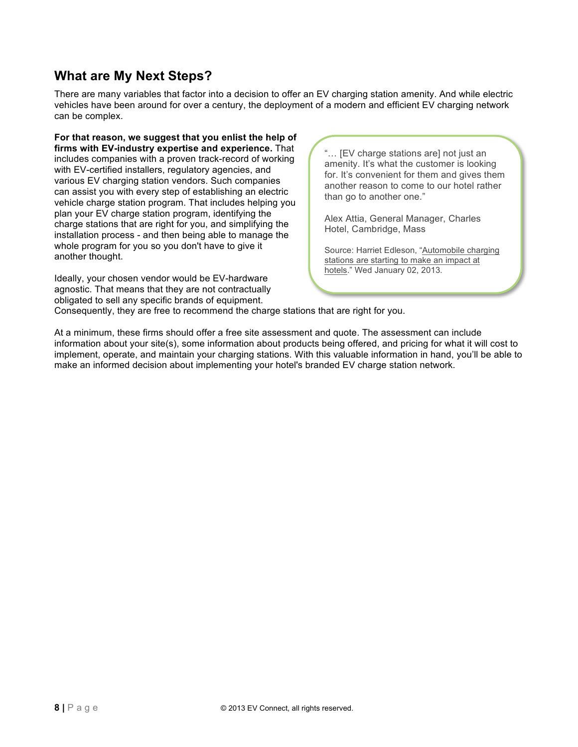## What are My Next Steps?

There are many variables that factor into a decision to offer an EV charging station amenity. And while electric vehicles have been around for over a century, the deployment of a modern and efficient EV charging network can be complex.

**For that reason, we suggest that you enlist the help of firms with EV-industry expertise and experience.** That includes companies with a proven track-record of working with EV-certified installers, regulatory agencies, and various EV charging station vendors. Such companies can assist you with every step of establishing an electric vehicle charge station program. That includes helping you plan your EV charge station program, identifying the charge stations that are right for you, and simplifying the installation process - and then being able to manage the whole program for you so you don't have to give it another thought.

> "… [EV charge stations are] not just an amenity. It's what the customer is looking for. It's convenient for them and gives them another reason to come to our hotel rather than go to another one."
>
> Alex Attia, General Manager, Charles Hotel, Cambridge, Mass
>
> Source: Harriet Edleson, "Automobile charging stations are starting to make an impact at hotels." Wed January 02, 2013.

Ideally, your chosen vendor would be EV-hardware agnostic. That means that they are not contractually obligated to sell any specific brands of equipment. Consequently, they are free to recommend the charge stations that are right for you.

At a minimum, these firms should offer a free site assessment and quote. The assessment can include information about your site(s), some information about products being offered, and pricing for what it will cost to implement, operate, and maintain your charging stations. With this valuable information in hand, you'll be able to make an informed decision about implementing your hotel's branded EV charge station network.

© 2013 EV Connect, all rights reserved.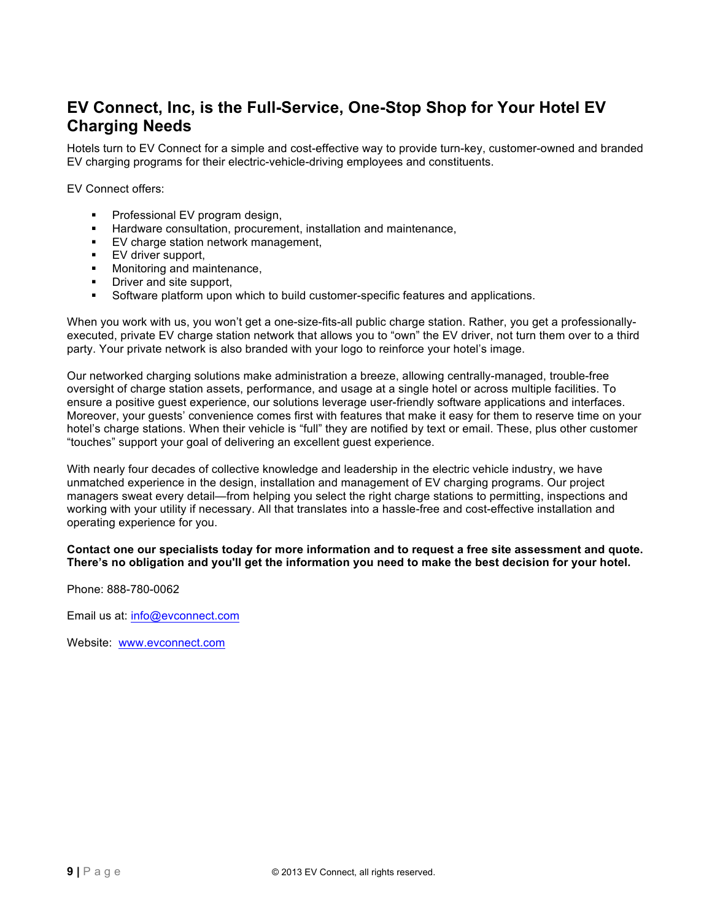## EV Connect, Inc, is the Full-Service, One-Stop Shop for Your Hotel EV Charging Needs

Hotels turn to EV Connect for a simple and cost-effective way to provide turn-key, customer-owned and branded EV charging programs for their electric-vehicle-driving employees and constituents.

EV Connect offers:

- Professional EV program design,
- Hardware consultation, procurement, installation and maintenance,
- EV charge station network management,
- EV driver support,
- Monitoring and maintenance,
- Driver and site support,
- Software platform upon which to build customer-specific features and applications.

When you work with us, you won't get a one-size-fits-all public charge station. Rather, you get a professionally-executed, private EV charge station network that allows you to "own" the EV driver, not turn them over to a third party. Your private network is also branded with your logo to reinforce your hotel's image.

Our networked charging solutions make administration a breeze, allowing centrally-managed, trouble-free oversight of charge station assets, performance, and usage at a single hotel or across multiple facilities. To ensure a positive guest experience, our solutions leverage user-friendly software applications and interfaces. Moreover, your guests' convenience comes first with features that make it easy for them to reserve time on your hotel's charge stations. When their vehicle is "full" they are notified by text or email. These, plus other customer "touches" support your goal of delivering an excellent guest experience.

With nearly four decades of collective knowledge and leadership in the electric vehicle industry, we have unmatched experience in the design, installation and management of EV charging programs. Our project managers sweat every detail—from helping you select the right charge stations to permitting, inspections and working with your utility if necessary. All that translates into a hassle-free and cost-effective installation and operating experience for you.

**Contact one our specialists today for more information and to request a free site assessment and quote. There's no obligation and you'll get the information you need to make the best decision for your hotel.**

Phone: 888-780-0062

Email us at: info@evconnect.com

Website: www.evconnect.com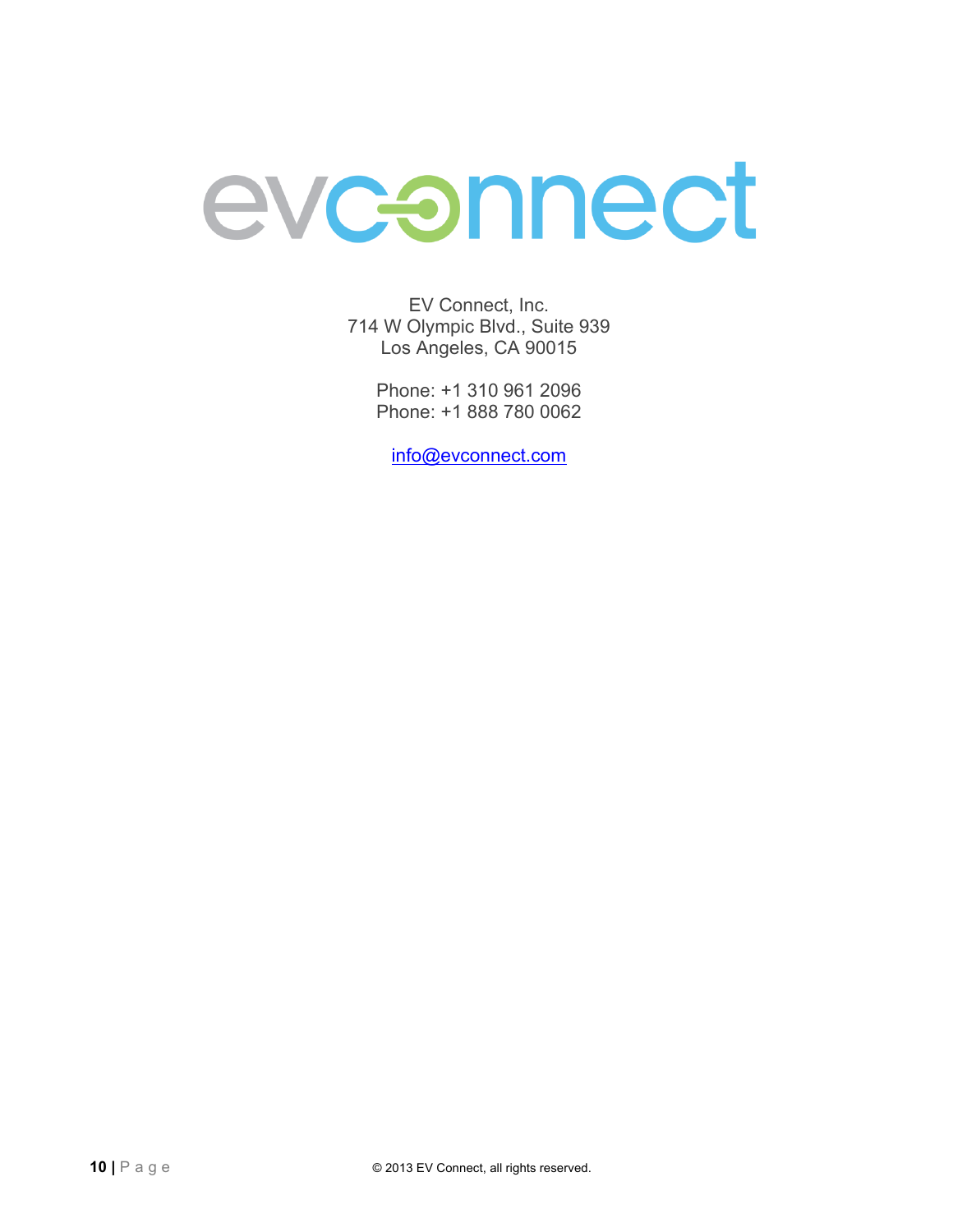evconnect

EV Connect, Inc.
714 W Olympic Blvd., Suite 939
Los Angeles, CA 90015

Phone: +1 310 961 2096
Phone: +1 888 780 0062

info@evconnect.com

© 2013 EV Connect, all rights reserved.